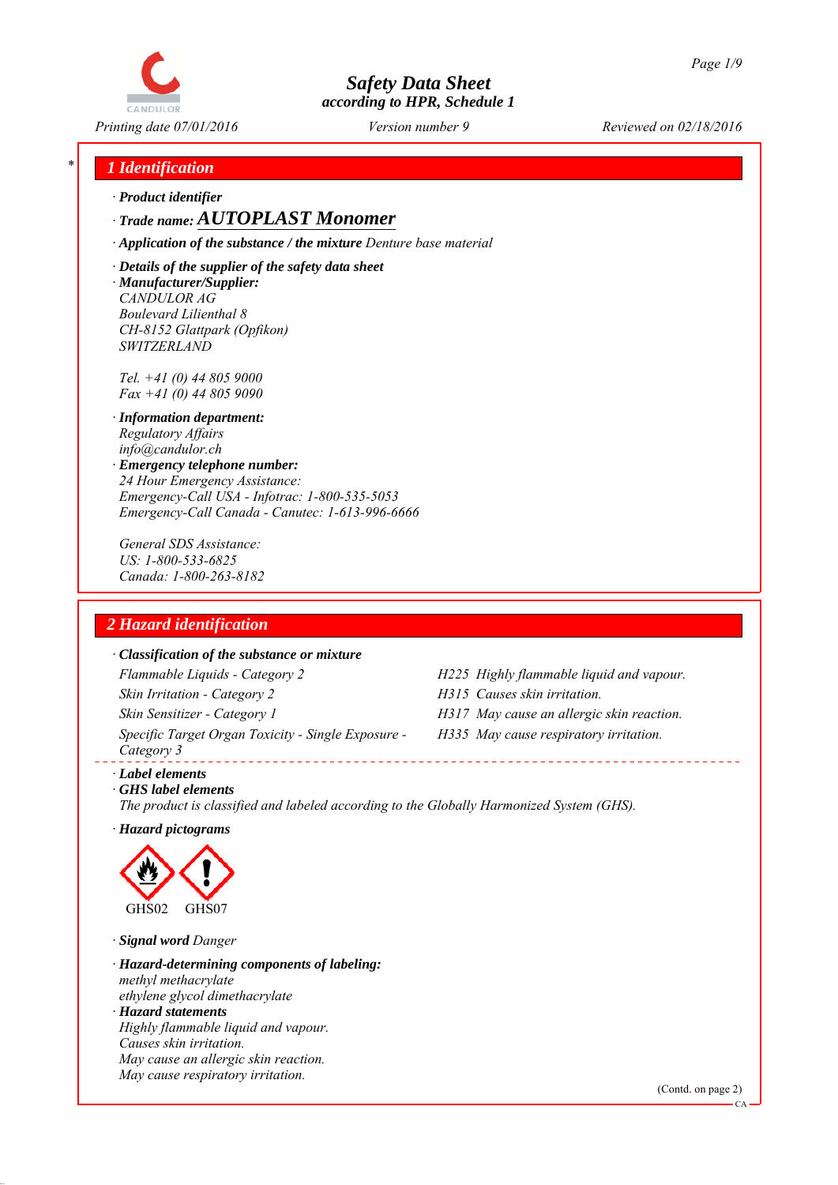# Safety Data Sheet
according to HPR, Schedule 1

Printing date 07/01/2016 | Version number 9 | Reviewed on 02/18/2016

## 1 Identification

· **Product identifier**

· **Trade name: AUTOPLAST Monomer**

· **Application of the substance / the mixture** Denture base material

· **Details of the supplier of the safety data sheet**

· **Manufacturer/Supplier:**
CANDULOR AG
Boulevard Lilienthal 8
CH-8152 Glattpark (Opfikon)
SWITZERLAND

Tel. +41 (0) 44 805 9000
Fax +41 (0) 44 805 9090

· **Information department:**
Regulatory Affairs
info@candulor.ch

· **Emergency telephone number:**
24 Hour Emergency Assistance:
Emergency-Call USA - Infotrac: 1-800-535-5053
Emergency-Call Canada - Canutec: 1-613-996-6666

General SDS Assistance:
US: 1-800-533-6825
Canada: 1-800-263-8182

## 2 Hazard identification

· **Classification of the substance or mixture**

| Classification | Hazard statement |
|---|---|
| Flammable Liquids - Category 2 | H225 Highly flammable liquid and vapour. |
| Skin Irritation - Category 2 | H315 Causes skin irritation. |
| Skin Sensitizer - Category 1 | H317 May cause an allergic skin reaction. |
| Specific Target Organ Toxicity - Single Exposure - Category 3 | H335 May cause respiratory irritation. |

· **Label elements**

· **GHS label elements**
The product is classified and labeled according to the Globally Harmonized System (GHS).

· **Hazard pictograms**

GHS02 GHS07

· **Signal word** Danger

· **Hazard-determining components of labeling:**
methyl methacrylate
ethylene glycol dimethacrylate

· **Hazard statements**
Highly flammable liquid and vapour.
Causes skin irritation.
May cause an allergic skin reaction.
May cause respiratory irritation.

(Contd. on page 2)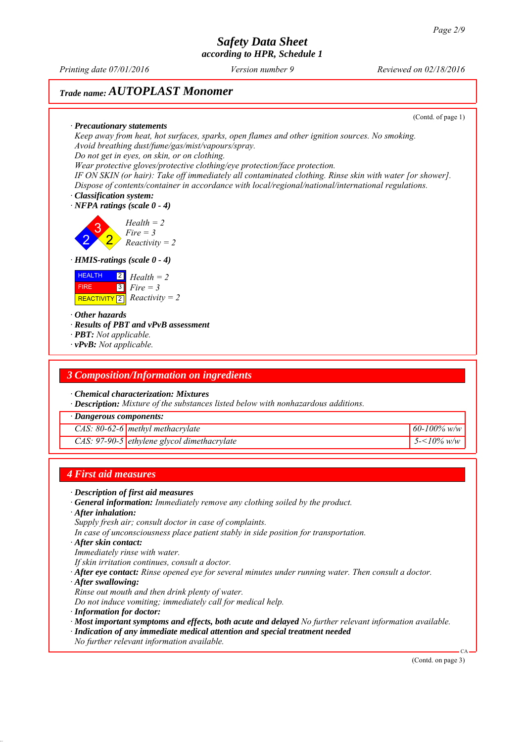*Trade name:* ***AUTOPLAST Monomer***

(Contd. of page 1)

· **Precautionary statements**

Keep away from heat, hot surfaces, sparks, open flames and other ignition sources. No smoking.
Avoid breathing dust/fume/gas/mist/vapours/spray.
Do not get in eyes, on skin, or on clothing.
Wear protective gloves/protective clothing/eye protection/face protection.
IF ON SKIN (or hair): Take off immediately all contaminated clothing. Rinse skin with water [or shower].
Dispose of contents/container in accordance with local/regional/national/international regulations.

· **Classification system:**

· **NFPA ratings (scale 0 - 4)**

Health = 2
Fire = 3
Reactivity = 2

· **HMIS-ratings (scale 0 - 4)**

| | | |
|---|---|---|
| HEALTH | 2 | Health = 2 |
| FIRE | 3 | Fire = 3 |
| REACTIVITY | 2 | Reactivity = 2 |

· **Other hazards**

· **Results of PBT and vPvB assessment**

· **PBT:** Not applicable.

· **vPvB:** Not applicable.

## 3 Composition/Information on ingredients

· **Chemical characterization: Mixtures**

· **Description:** Mixture of the substances listed below with nonhazardous additions.

| · Dangerous components: | | |
|---|---|---|
| CAS: 80-62-6 | methyl methacrylate | 60-100% w/w |
| CAS: 97-90-5 | ethylene glycol dimethacrylate | 5-<10% w/w |

## 4 First aid measures

· **Description of first aid measures**

· **General information:** Immediately remove any clothing soiled by the product.

· **After inhalation:**

Supply fresh air; consult doctor in case of complaints.
In case of unconsciousness place patient stably in side position for transportation.

· **After skin contact:**

Immediately rinse with water.
If skin irritation continues, consult a doctor.

· **After eye contact:** Rinse opened eye for several minutes under running water. Then consult a doctor.

· **After swallowing:**

Rinse out mouth and then drink plenty of water.
Do not induce vomiting; immediately call for medical help.

· **Information for doctor:**

· **Most important symptoms and effects, both acute and delayed** No further relevant information available.

· **Indication of any immediate medical attention and special treatment needed**

No further relevant information available.

(Contd. on page 3)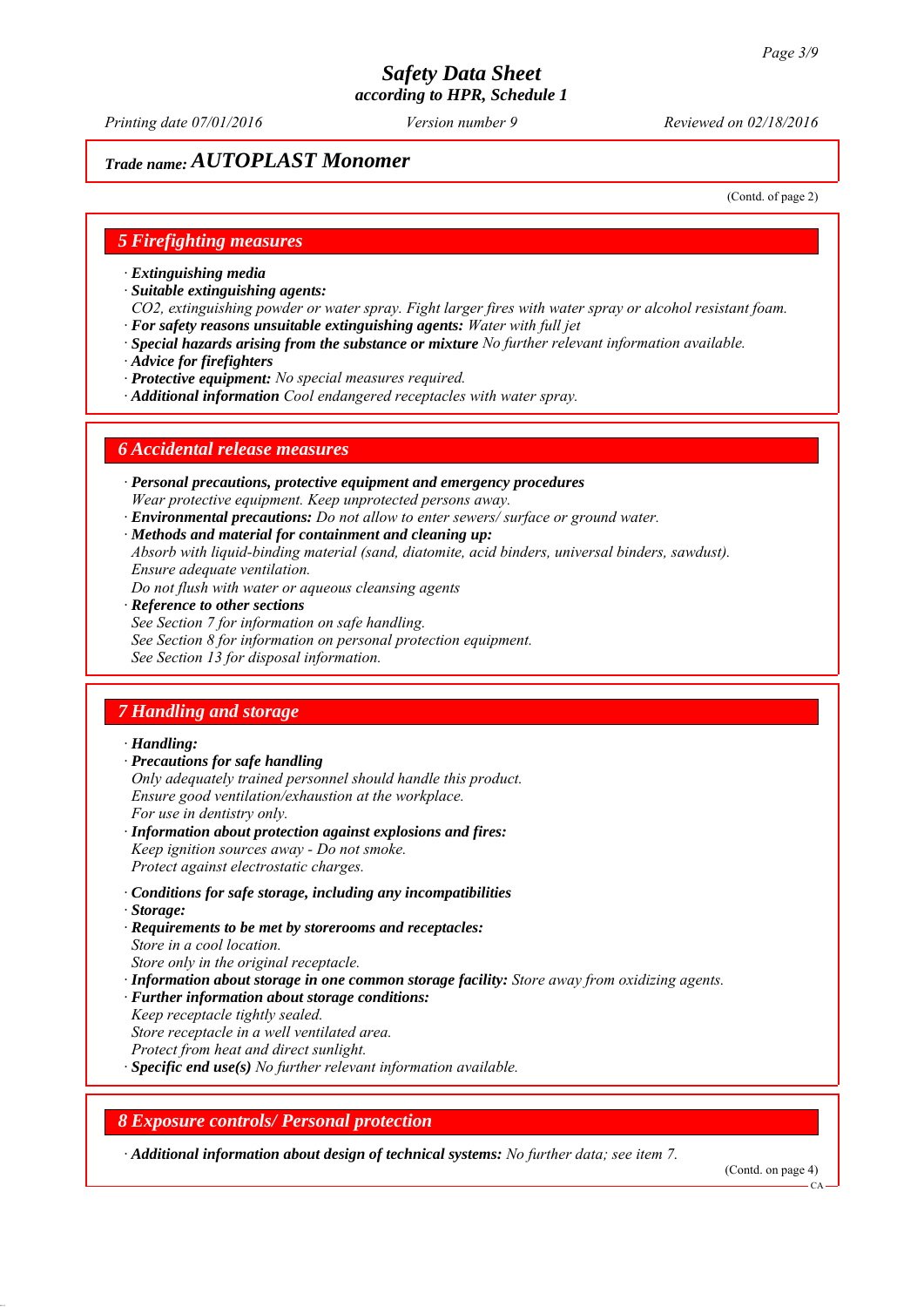# Safety Data Sheet
### according to HPR, Schedule 1

*Printing date 07/01/2016* *Version number 9* *Reviewed on 02/18/2016*

**Trade name: *AUTOPLAST Monomer***

(Contd. of page 2)

## 5 Firefighting measures

· ***Extinguishing media***
· ***Suitable extinguishing agents:***
*$CO_2$, extinguishing powder or water spray. Fight larger fires with water spray or alcohol resistant foam.*
· ***For safety reasons unsuitable extinguishing agents:*** *Water with full jet*
· ***Special hazards arising from the substance or mixture*** *No further relevant information available.*
· ***Advice for firefighters***
· ***Protective equipment:*** *No special measures required.*
· ***Additional information*** *Cool endangered receptacles with water spray.*

## 6 Accidental release measures

· ***Personal precautions, protective equipment and emergency procedures***
*Wear protective equipment. Keep unprotected persons away.*
· ***Environmental precautions:*** *Do not allow to enter sewers/ surface or ground water.*
· ***Methods and material for containment and cleaning up:***
*Absorb with liquid-binding material (sand, diatomite, acid binders, universal binders, sawdust).*
*Ensure adequate ventilation.*
*Do not flush with water or aqueous cleansing agents*
· ***Reference to other sections***
*See Section 7 for information on safe handling.*
*See Section 8 for information on personal protection equipment.*
*See Section 13 for disposal information.*

## 7 Handling and storage

· ***Handling:***
· ***Precautions for safe handling***
*Only adequately trained personnel should handle this product.*
*Ensure good ventilation/exhaustion at the workplace.*
*For use in dentistry only.*
· ***Information about protection against explosions and fires:***
*Keep ignition sources away - Do not smoke.*
*Protect against electrostatic charges.*

· ***Conditions for safe storage, including any incompatibilities***
· ***Storage:***
· ***Requirements to be met by storerooms and receptacles:***
*Store in a cool location.*
*Store only in the original receptacle.*
· ***Information about storage in one common storage facility:*** *Store away from oxidizing agents.*
· ***Further information about storage conditions:***
*Keep receptacle tightly sealed.*
*Store receptacle in a well ventilated area.*
*Protect from heat and direct sunlight.*
· ***Specific end use(s)*** *No further relevant information available.*

## 8 Exposure controls/ Personal protection

· ***Additional information about design of technical systems:*** *No further data; see item 7.*

(Contd. on page 4)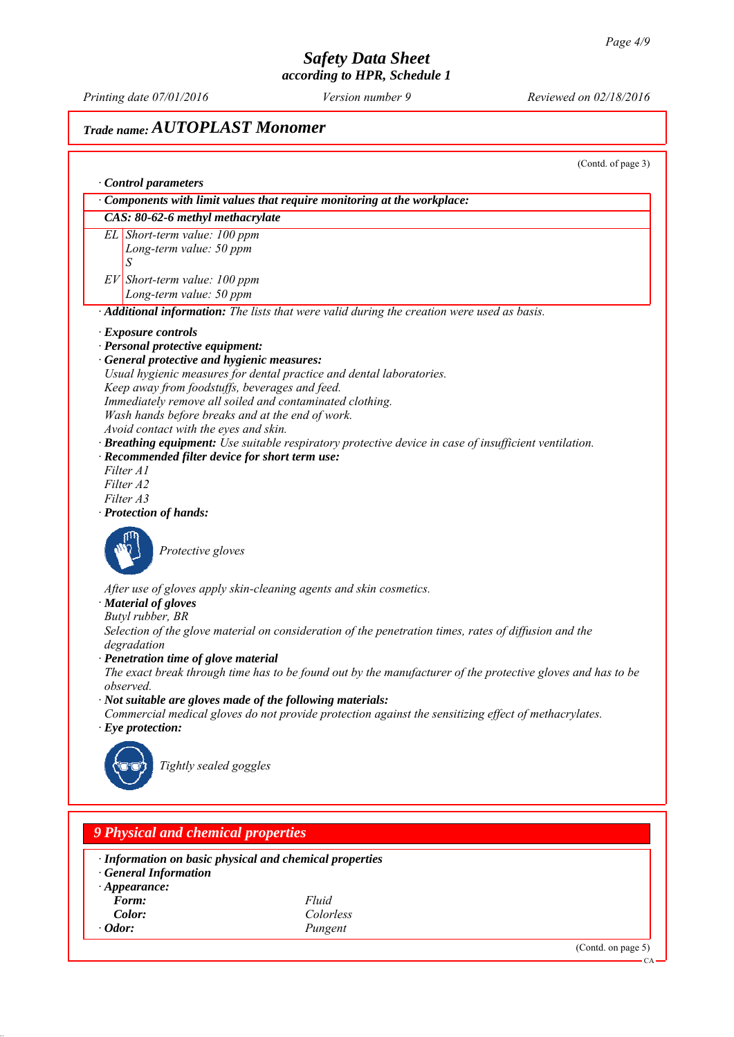## Trade name: AUTOPLAST Monomer

(Contd. of page 3)

· **Control parameters**

| · Components with limit values that require monitoring at the workplace: | |
|---|---|
| **CAS: 80-62-6 methyl methacrylate** | |
| EL | Short-term value: 100 ppm<br>Long-term value: 50 ppm<br>S |
| EV | Short-term value: 100 ppm<br>Long-term value: 50 ppm |

· **Additional information:** The lists that were valid during the creation were used as basis.

· **Exposure controls**
· **Personal protective equipment:**
· **General protective and hygienic measures:**
Usual hygienic measures for dental practice and dental laboratories.
Keep away from foodstuffs, beverages and feed.
Immediately remove all soiled and contaminated clothing.
Wash hands before breaks and at the end of work.
Avoid contact with the eyes and skin.
· **Breathing equipment:** Use suitable respiratory protective device in case of insufficient ventilation.
· **Recommended filter device for short term use:**
Filter A1
Filter A2
Filter A3
· **Protection of hands:**

Protective gloves

After use of gloves apply skin-cleaning agents and skin cosmetics.
· **Material of gloves**
Butyl rubber, BR
Selection of the glove material on consideration of the penetration times, rates of diffusion and the degradation
· **Penetration time of glove material**
The exact break through time has to be found out by the manufacturer of the protective gloves and has to be observed.
· **Not suitable are gloves made of the following materials:**
Commercial medical gloves do not provide protection against the sensitizing effect of methacrylates.
· **Eye protection:**

Tightly sealed goggles

## 9 Physical and chemical properties

· **Information on basic physical and chemical properties**
· **General Information**
· **Appearance:**

| | |
|---|---|
| **Form:** | Fluid |
| **Color:** | Colorless |
| · **Odor:** | Pungent |

(Contd. on page 5)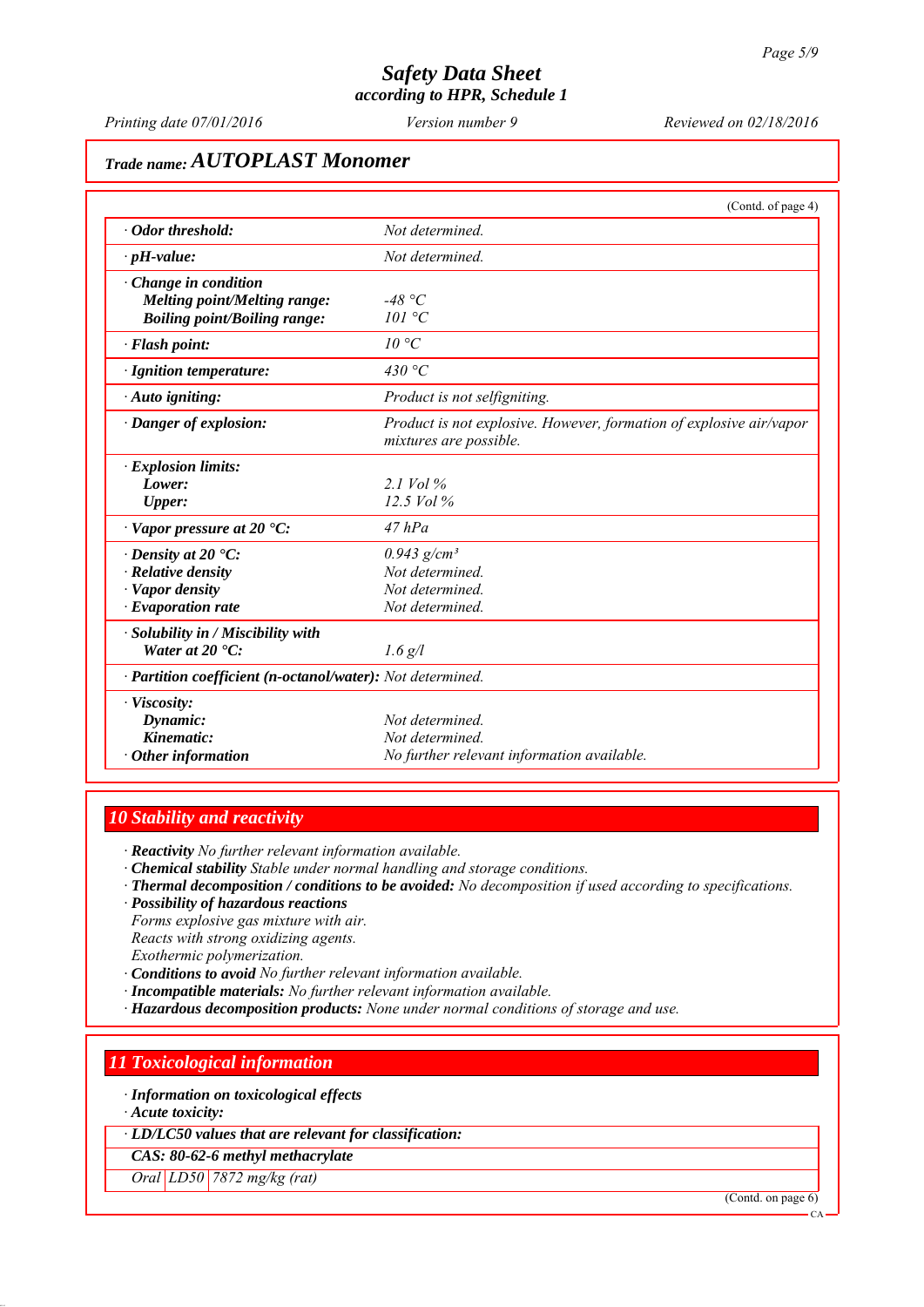**Trade name: AUTOPLAST Monomer**

(Contd. of page 4)

| | |
|---|---|
| · **Odor threshold:** | Not determined. |
| · **pH-value:** | Not determined. |
| · **Change in condition** | |
| **Melting point/Melting range:** | -48 °C |
| **Boiling point/Boiling range:** | 101 °C |
| · **Flash point:** | 10 °C |
| · **Ignition temperature:** | 430 °C |
| · **Auto igniting:** | Product is not selfigniting. |
| · **Danger of explosion:** | Product is not explosive. However, formation of explosive air/vapor mixtures are possible. |
| · **Explosion limits:** | |
| **Lower:** | 2.1 Vol % |
| **Upper:** | 12.5 Vol % |
| · **Vapor pressure at 20 °C:** | 47 hPa |
| · **Density at 20 °C:** | 0.943 g/cm³ |
| · **Relative density** | Not determined. |
| · **Vapor density** | Not determined. |
| · **Evaporation rate** | Not determined. |
| · **Solubility in / Miscibility with** | |
| **Water at 20 °C:** | 1.6 g/l |
| · **Partition coefficient (n-octanol/water):** | Not determined. |
| · **Viscosity:** | |
| **Dynamic:** | Not determined. |
| **Kinematic:** | Not determined. |
| · **Other information** | No further relevant information available. |

## 10 Stability and reactivity

· **Reactivity** No further relevant information available.
· **Chemical stability** Stable under normal handling and storage conditions.
· **Thermal decomposition / conditions to be avoided:** No decomposition if used according to specifications.
· **Possibility of hazardous reactions**
Forms explosive gas mixture with air.
Reacts with strong oxidizing agents.
Exothermic polymerization.
· **Conditions to avoid** No further relevant information available.
· **Incompatible materials:** No further relevant information available.
· **Hazardous decomposition products:** None under normal conditions of storage and use.

## 11 Toxicological information

· **Information on toxicological effects**
· **Acute toxicity:**

| · **LD/LC50 values that are relevant for classification:** | | |
|---|---|---|
| **CAS: 80-62-6 methyl methacrylate** | | |
| Oral | LD50 | 7872 mg/kg (rat) |

(Contd. on page 6)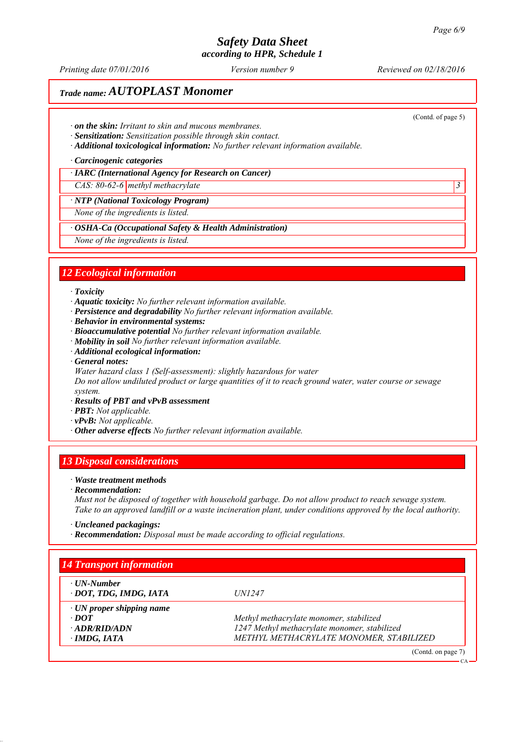*Trade name:* ***AUTOPLAST Monomer***

(Contd. of page 5)

· ***on the skin:*** *Irritant to skin and mucous membranes.*
· ***Sensitization:*** *Sensitization possible through skin contact.*
· ***Additional toxicological information:*** *No further relevant information available.*

· ***Carcinogenic categories***

| · ***IARC (International Agency for Research on Cancer)*** | | |
|---|---|---|
| *CAS: 80-62-6* | *methyl methacrylate* | *3* |

| · ***NTP (National Toxicology Program)*** |
|---|
| *None of the ingredients is listed.* |

| · ***OSHA-Ca (Occupational Safety & Health Administration)*** |
|---|
| *None of the ingredients is listed.* |

## *12 Ecological information*

· ***Toxicity***
· ***Aquatic toxicity:*** *No further relevant information available.*
· ***Persistence and degradability*** *No further relevant information available.*
· ***Behavior in environmental systems:***
· ***Bioaccumulative potential*** *No further relevant information available.*
· ***Mobility in soil*** *No further relevant information available.*
· ***Additional ecological information:***
· ***General notes:***
*Water hazard class 1 (Self-assessment): slightly hazardous for water*
*Do not allow undiluted product or large quantities of it to reach ground water, water course or sewage system.*
· ***Results of PBT and vPvB assessment***
· ***PBT:*** *Not applicable.*
· ***vPvB:*** *Not applicable.*
· ***Other adverse effects*** *No further relevant information available.*

## *13 Disposal considerations*

· ***Waste treatment methods***
· ***Recommendation:***
*Must not be disposed of together with household garbage. Do not allow product to reach sewage system.*
*Take to an approved landfill or a waste incineration plant, under conditions approved by the local authority.*

· ***Uncleaned packagings:***
· ***Recommendation:*** *Disposal must be made according to official regulations.*

## *14 Transport information*

| · ***UN-Number*** <br> · ***DOT, TDG, IMDG, IATA*** | *UN1247* |
|---|---|
| · ***UN proper shipping name*** | |
| · ***DOT*** | *Methyl methacrylate monomer, stabilized* |
| · ***ADR/RID/ADN*** | *1247 Methyl methacrylate monomer, stabilized* |
| · ***IMDG, IATA*** | *METHYL METHACRYLATE MONOMER, STABILIZED* |

(Contd. on page 7)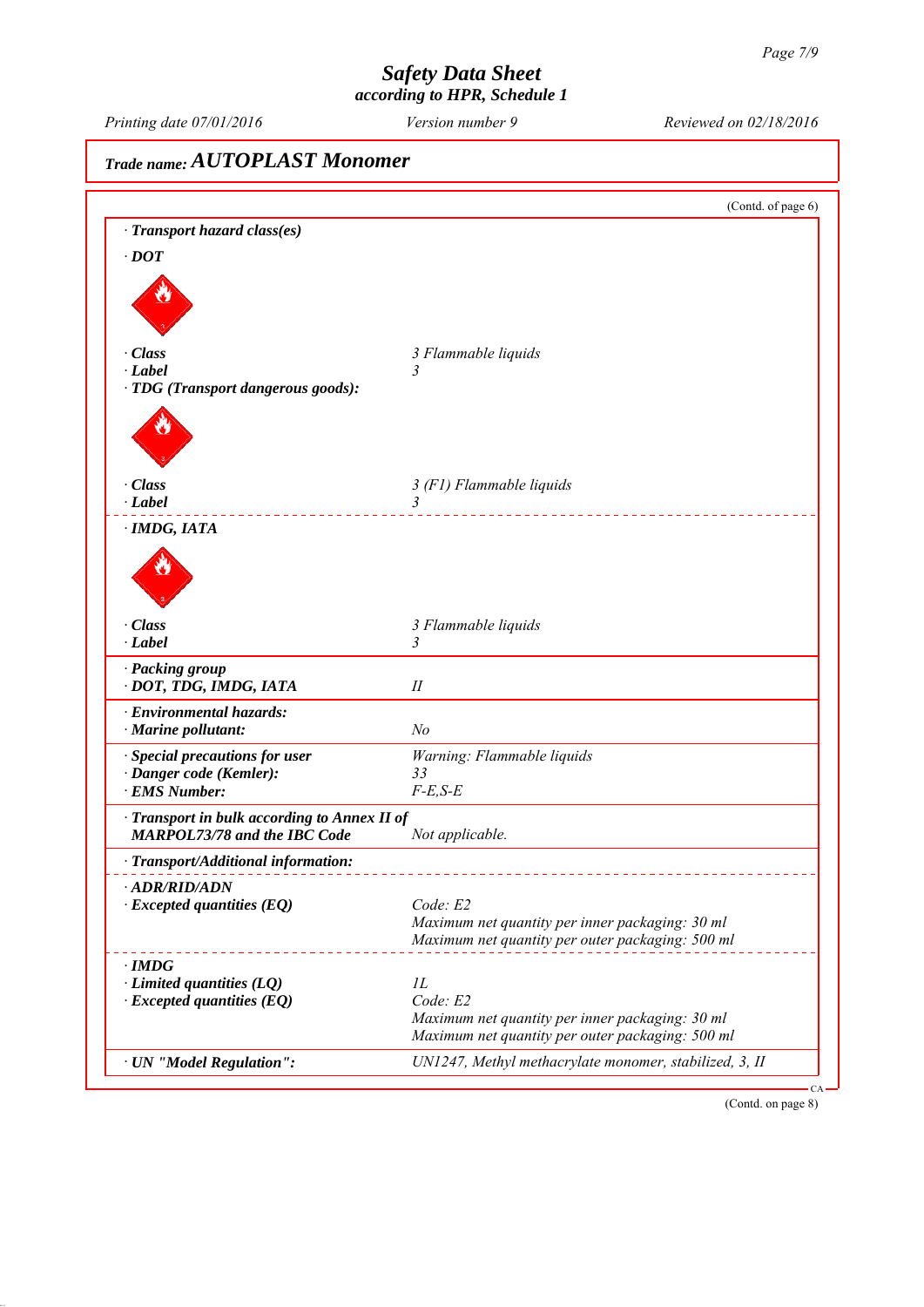# Safety Data Sheet
### according to HPR, Schedule 1

Printing date 07/01/2016 | Version number 9 | Reviewed on 02/18/2016

## Trade name: AUTOPLAST Monomer

(Contd. of page 6)

**· Transport hazard class(es)**

**· DOT**

| | |
|---|---|
| **· Class** | *3 Flammable liquids* |
| **· Label** | *3* |

**· TDG (Transport dangerous goods):**

| | |
|---|---|
| **· Class** | *3 (F1) Flammable liquids* |
| **· Label** | *3* |

**· IMDG, IATA**

| | |
|---|---|
| **· Class** | *3 Flammable liquids* |
| **· Label** | *3* |

| | |
|---|---|
| **· Packing group** | |
| **· DOT, TDG, IMDG, IATA** | *II* |
| **· Environmental hazards:** | |
| **· Marine pollutant:** | *No* |
| **· Special precautions for user** | *Warning: Flammable liquids* |
| **· Danger code (Kemler):** | *33* |
| **· EMS Number:** | *F-E,S-E* |
| **· Transport in bulk according to Annex II of MARPOL73/78 and the IBC Code** | *Not applicable.* |

**· Transport/Additional information:**

**· ADR/RID/ADN**

| | |
|---|---|
| **· Excepted quantities (EQ)** | *Code: E2*<br>*Maximum net quantity per inner packaging: 30 ml*<br>*Maximum net quantity per outer packaging: 500 ml* |

**· IMDG**

| | |
|---|---|
| **· Limited quantities (LQ)** | *1L* |
| **· Excepted quantities (EQ)** | *Code: E2*<br>*Maximum net quantity per inner packaging: 30 ml*<br>*Maximum net quantity per outer packaging: 500 ml* |

| | |
|---|---|
| **· UN "Model Regulation":** | *UN1247, Methyl methacrylate monomer, stabilized, 3, II* |

(Contd. on page 8)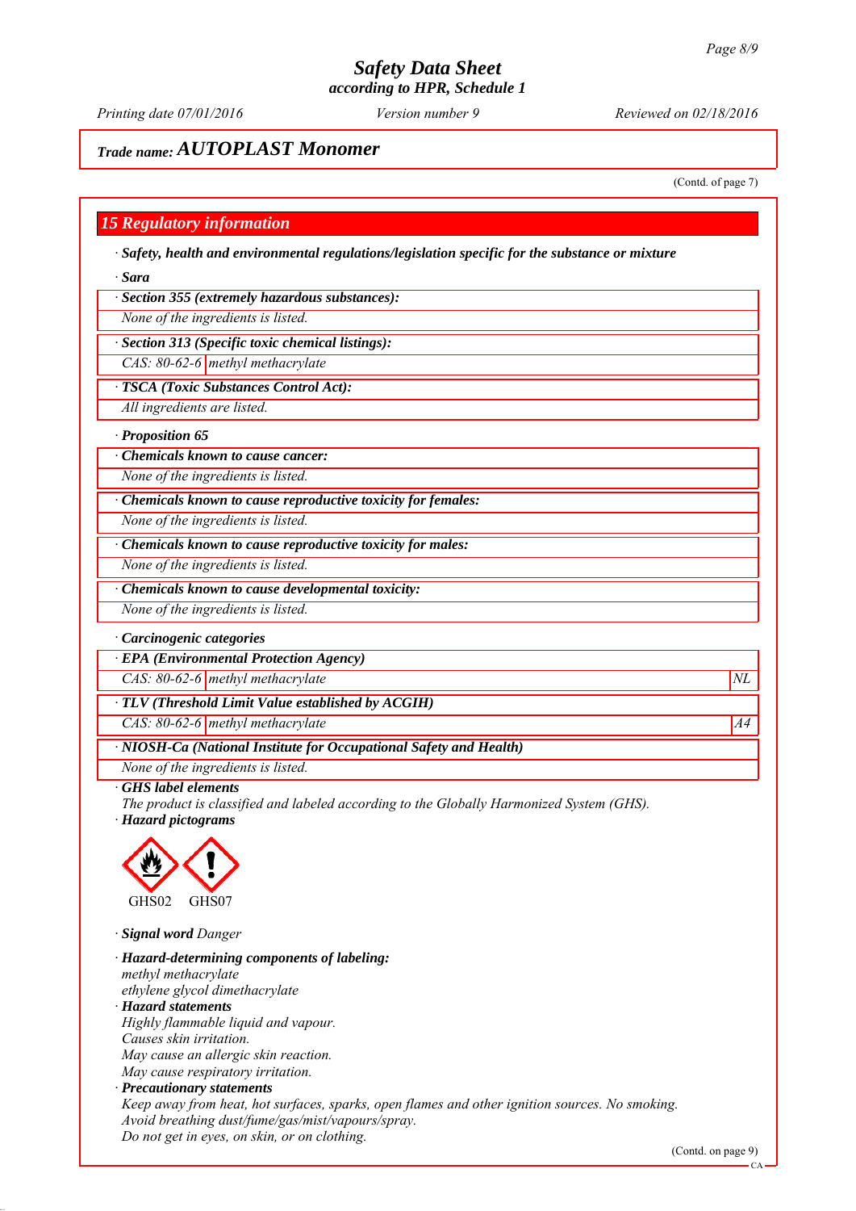*Trade name:* ***AUTOPLAST Monomer***

(Contd. of page 7)

## 15 Regulatory information

· ***Safety, health and environmental regulations/legislation specific for the substance or mixture***

· ***Sara***

· ***Section 355 (extremely hazardous substances):***

*None of the ingredients is listed.*

· ***Section 313 (Specific toxic chemical listings):***

| | |
|---|---|
| *CAS: 80-62-6* | *methyl methacrylate* |

· ***TSCA (Toxic Substances Control Act):***

*All ingredients are listed.*

· ***Proposition 65***

· ***Chemicals known to cause cancer:***

*None of the ingredients is listed.*

· ***Chemicals known to cause reproductive toxicity for females:***

*None of the ingredients is listed.*

· ***Chemicals known to cause reproductive toxicity for males:***

*None of the ingredients is listed.*

· ***Chemicals known to cause developmental toxicity:***

*None of the ingredients is listed.*

· ***Carcinogenic categories***

· ***EPA (Environmental Protection Agency)***

| | | |
|---|---|---|
| *CAS: 80-62-6* | *methyl methacrylate* | *NL* |

· ***TLV (Threshold Limit Value established by ACGIH)***

| | | |
|---|---|---|
| *CAS: 80-62-6* | *methyl methacrylate* | *A4* |

· ***NIOSH-Ca (National Institute for Occupational Safety and Health)***

*None of the ingredients is listed.*

· ***GHS label elements***

*The product is classified and labeled according to the Globally Harmonized System (GHS).*

· ***Hazard pictograms***

GHS02 GHS07

· ***Signal word*** *Danger*

· ***Hazard-determining components of labeling:***

*methyl methacrylate*
*ethylene glycol dimethacrylate*

· ***Hazard statements***

*Highly flammable liquid and vapour.*
*Causes skin irritation.*
*May cause an allergic skin reaction.*
*May cause respiratory irritation.*

· ***Precautionary statements***

*Keep away from heat, hot surfaces, sparks, open flames and other ignition sources. No smoking.*
*Avoid breathing dust/fume/gas/mist/vapours/spray.*
*Do not get in eyes, on skin, or on clothing.*

(Contd. on page 9)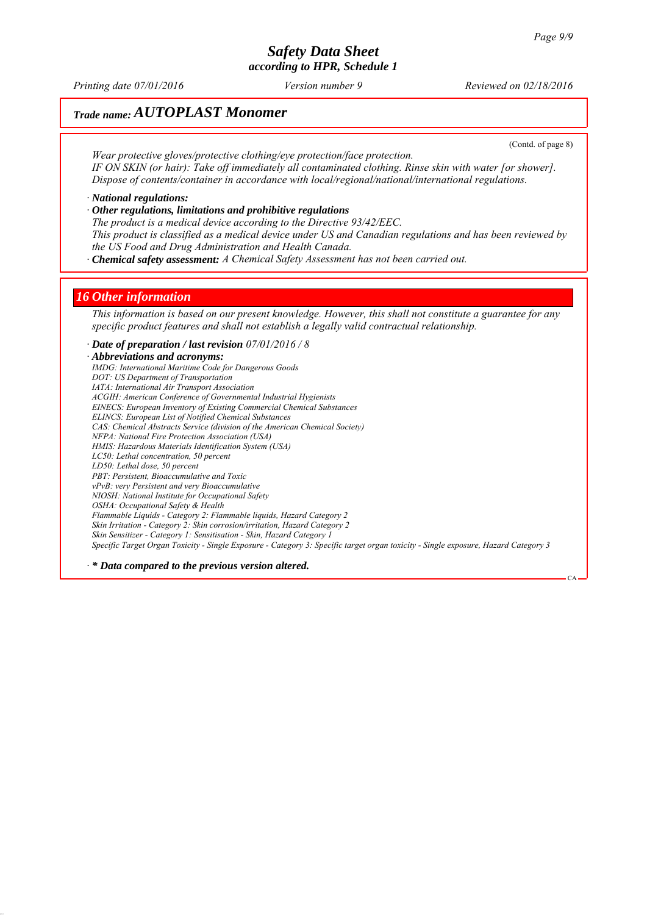# Safety Data Sheet
*according to HPR, Schedule 1*

*Printing date 07/01/2016* *Version number 9* *Reviewed on 02/18/2016*

## Trade name: AUTOPLAST Monomer

(Contd. of page 8)

*Wear protective gloves/protective clothing/eye protection/face protection.*
*IF ON SKIN (or hair): Take off immediately all contaminated clothing. Rinse skin with water [or shower].*
*Dispose of contents/container in accordance with local/regional/national/international regulations.*

· ***National regulations:***

· ***Other regulations, limitations and prohibitive regulations***
*The product is a medical device according to the Directive 93/42/EEC.*
*This product is classified as a medical device under US and Canadian regulations and has been reviewed by the US Food and Drug Administration and Health Canada.*

· ***Chemical safety assessment:*** *A Chemical Safety Assessment has not been carried out.*

## 16 Other information

*This information is based on our present knowledge. However, this shall not constitute a guarantee for any specific product features and shall not establish a legally valid contractual relationship.*

· ***Date of preparation / last revision*** *07/01/2016 / 8*

· ***Abbreviations and acronyms:***
*IMDG: International Maritime Code for Dangerous Goods*
*DOT: US Department of Transportation*
*IATA: International Air Transport Association*
*ACGIH: American Conference of Governmental Industrial Hygienists*
*EINECS: European Inventory of Existing Commercial Chemical Substances*
*ELINCS: European List of Notified Chemical Substances*
*CAS: Chemical Abstracts Service (division of the American Chemical Society)*
*NFPA: National Fire Protection Association (USA)*
*HMIS: Hazardous Materials Identification System (USA)*
*LC50: Lethal concentration, 50 percent*
*LD50: Lethal dose, 50 percent*
*PBT: Persistent, Bioaccumulative and Toxic*
*vPvB: very Persistent and very Bioaccumulative*
*NIOSH: National Institute for Occupational Safety*
*OSHA: Occupational Safety & Health*
*Flammable Liquids - Category 2: Flammable liquids, Hazard Category 2*
*Skin Irritation - Category 2: Skin corrosion/irritation, Hazard Category 2*
*Skin Sensitizer - Category 1: Sensitisation - Skin, Hazard Category 1*
*Specific Target Organ Toxicity - Single Exposure - Category 3: Specific target organ toxicity - Single exposure, Hazard Category 3*

· ***\* Data compared to the previous version altered.***

CA